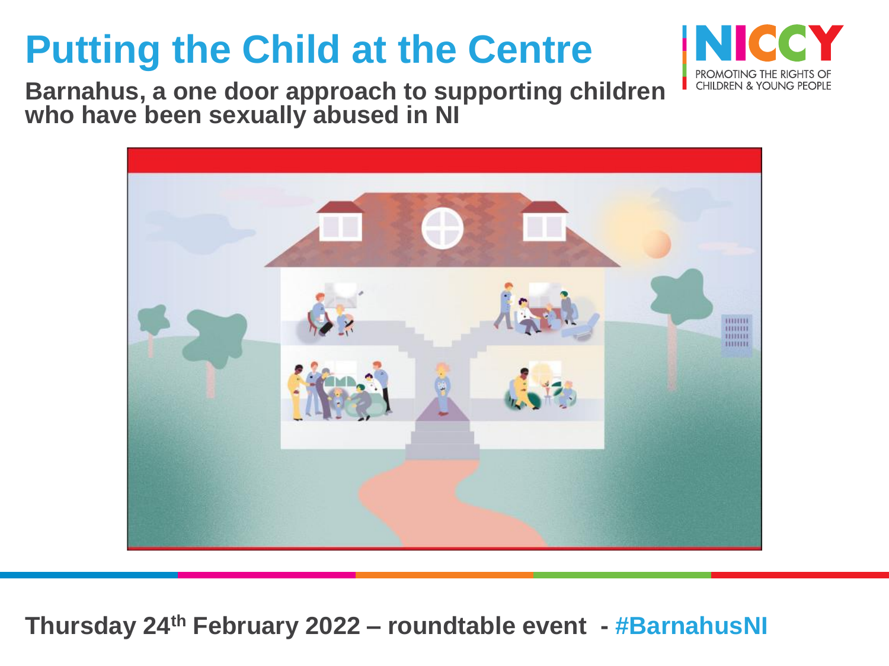# Putting the Child at the Centre

NICCY
PROMOTING THE RIGHTS OF CHILDREN & YOUNG PEOPLE

## Barnahus, a one door approach to supporting children who have been sexually abused in NI

Thursday 24th February 2022 – roundtable event - #BarnahusNI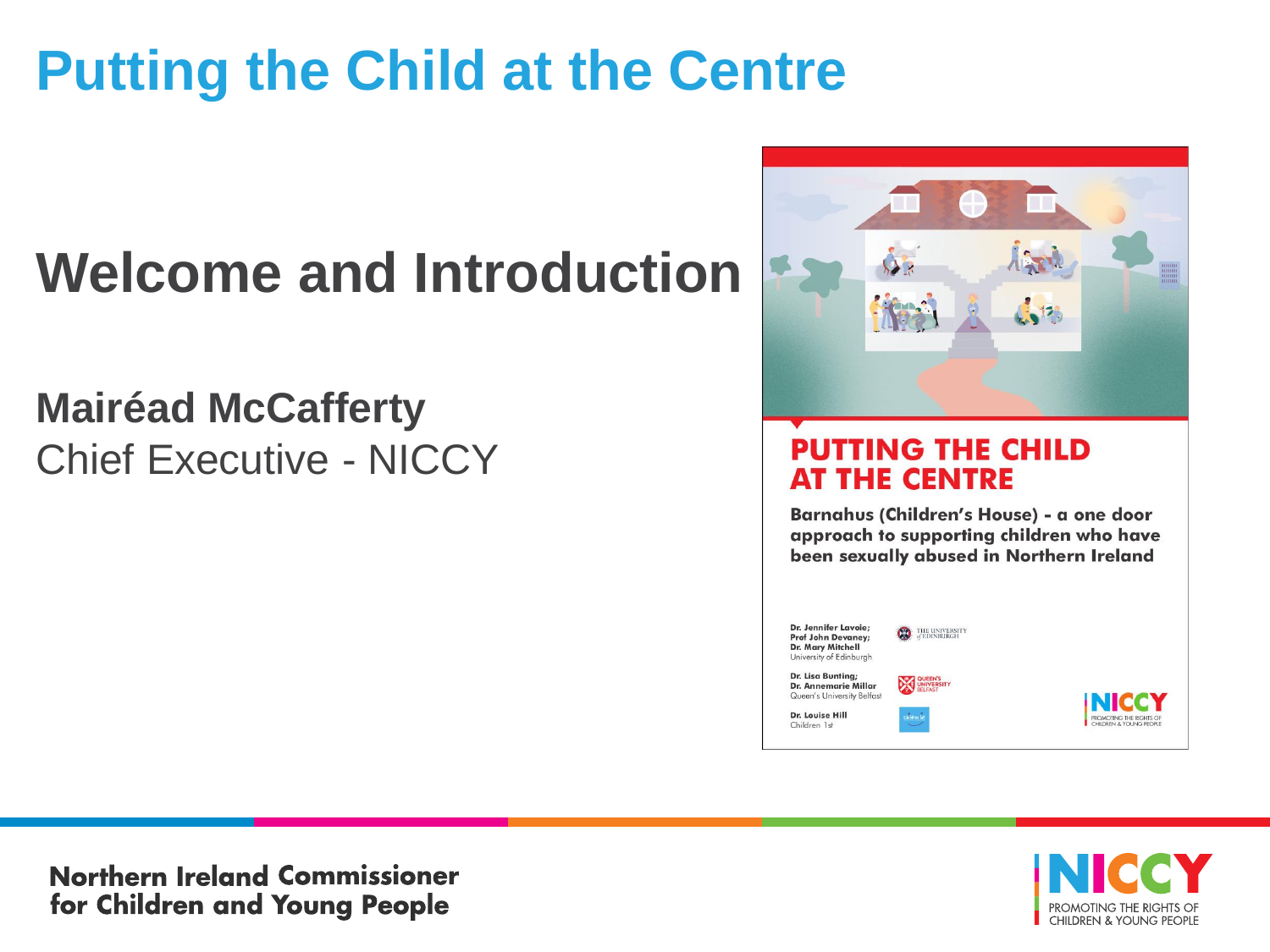# Putting the Child at the Centre

## Welcome and Introduction

**Mairéad McCafferty**
Chief Executive - NICCY

**PUTTING THE CHILD AT THE CENTRE**

**Barnahus (Children's House) - a one door approach to supporting children who have been sexually abused in Northern Ireland**

**Dr. Jennifer Lavoie; Prof John Devaney; Dr. Mary Mitchell**
University of Edinburgh

**Dr. Lisa Bunting; Dr. Annemarie Millar**
Queen's University Belfast

**Dr. Louise Hill**
Children 1st

**Northern Ireland Commissioner for Children and Young People**

NICCY PROMOTING THE RIGHTS OF CHILDREN & YOUNG PEOPLE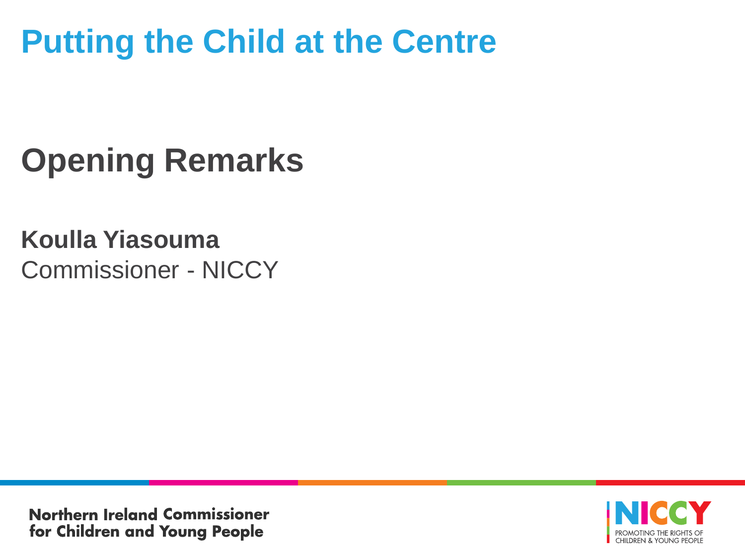# Putting the Child at the Centre

## Opening Remarks

**Koulla Yiasouma**
Commissioner - NICCY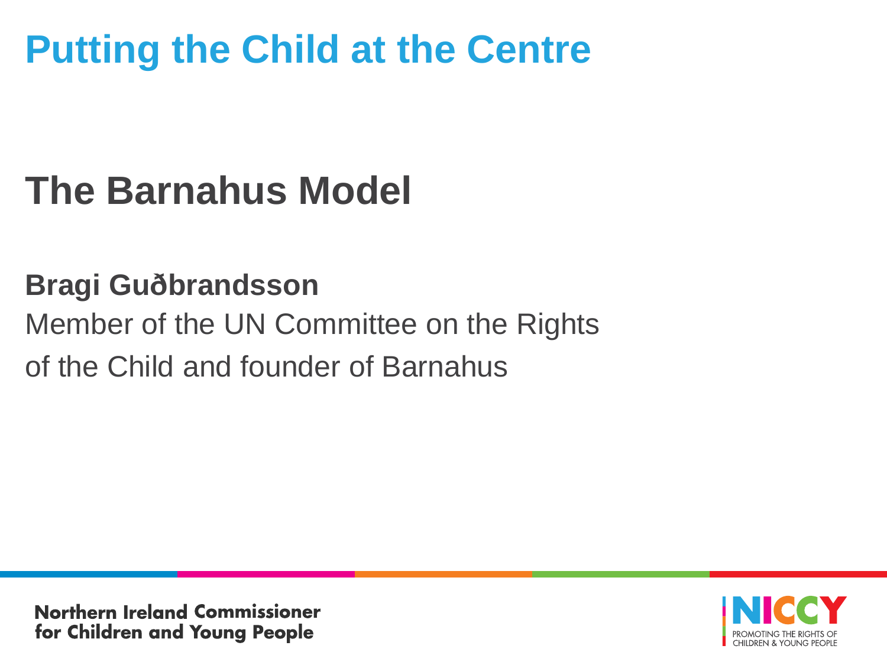# Putting the Child at the Centre

## The Barnahus Model

**Bragi Guðbrandsson**

Member of the UN Committee on the Rights of the Child and founder of Barnahus

Northern Ireland Commissioner for Children and Young People

NICCY PROMOTING THE RIGHTS OF CHILDREN & YOUNG PEOPLE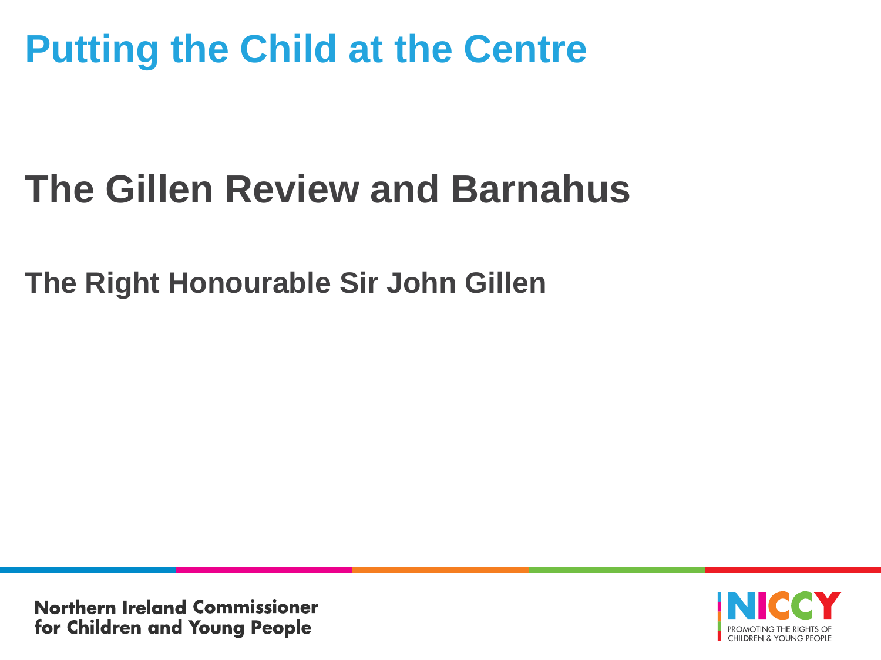# Putting the Child at the Centre

## The Gillen Review and Barnahus

### The Right Honourable Sir John Gillen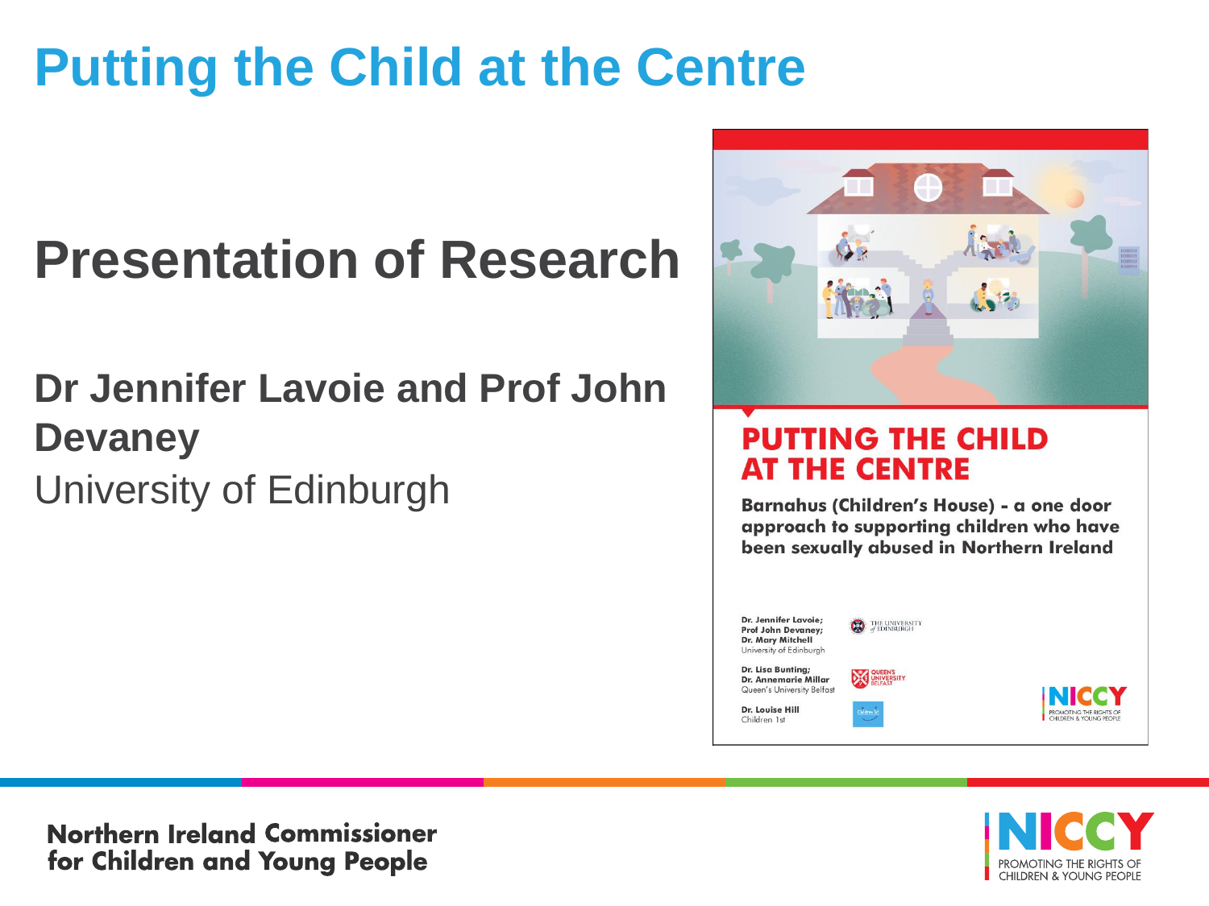# Putting the Child at the Centre

## Presentation of Research

**Dr Jennifer Lavoie and Prof John Devaney**
University of Edinburgh

**PUTTING THE CHILD AT THE CENTRE**

**Barnahus (Children's House) - a one door approach to supporting children who have been sexually abused in Northern Ireland**

**Dr. Jennifer Lavoie; Prof John Devaney; Dr. Mary Mitchell**
University of Edinburgh

**Dr. Lisa Bunting; Dr. Annemarie Millar**
Queen's University Belfast

**Dr. Louise Hill**
Children 1st

**Northern Ireland Commissioner for Children and Young People**

NICCY
PROMOTING THE RIGHTS OF CHILDREN & YOUNG PEOPLE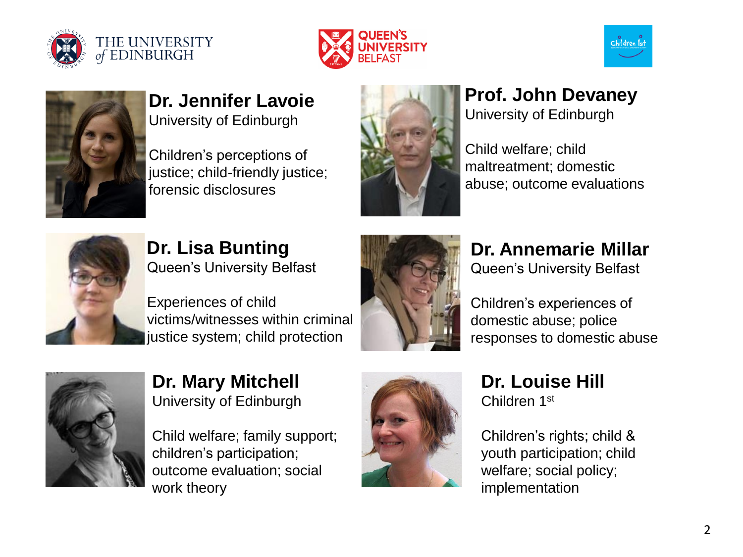**Dr. Jennifer Lavoie**
University of Edinburgh

Children's perceptions of justice; child-friendly justice; forensic disclosures

**Prof. John Devaney**
University of Edinburgh

Child welfare; child maltreatment; domestic abuse; outcome evaluations

**Dr. Lisa Bunting**
Queen's University Belfast

Experiences of child victims/witnesses within criminal justice system; child protection

**Dr. Annemarie Millar**
Queen's University Belfast

Children's experiences of domestic abuse; police responses to domestic abuse

**Dr. Mary Mitchell**
University of Edinburgh

Child welfare; family support; children's participation; outcome evaluation; social work theory

**Dr. Louise Hill**
Children 1st

Children's rights; child & youth participation; child welfare; social policy; implementation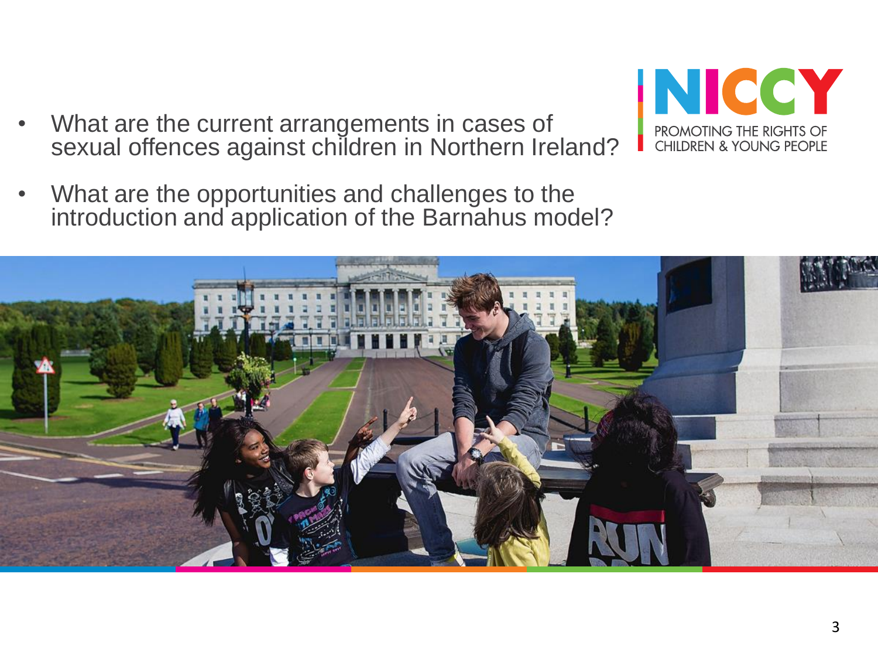- What are the current arrangements in cases of sexual offences against children in Northern Ireland?
- What are the opportunities and challenges to the introduction and application of the Barnahus model?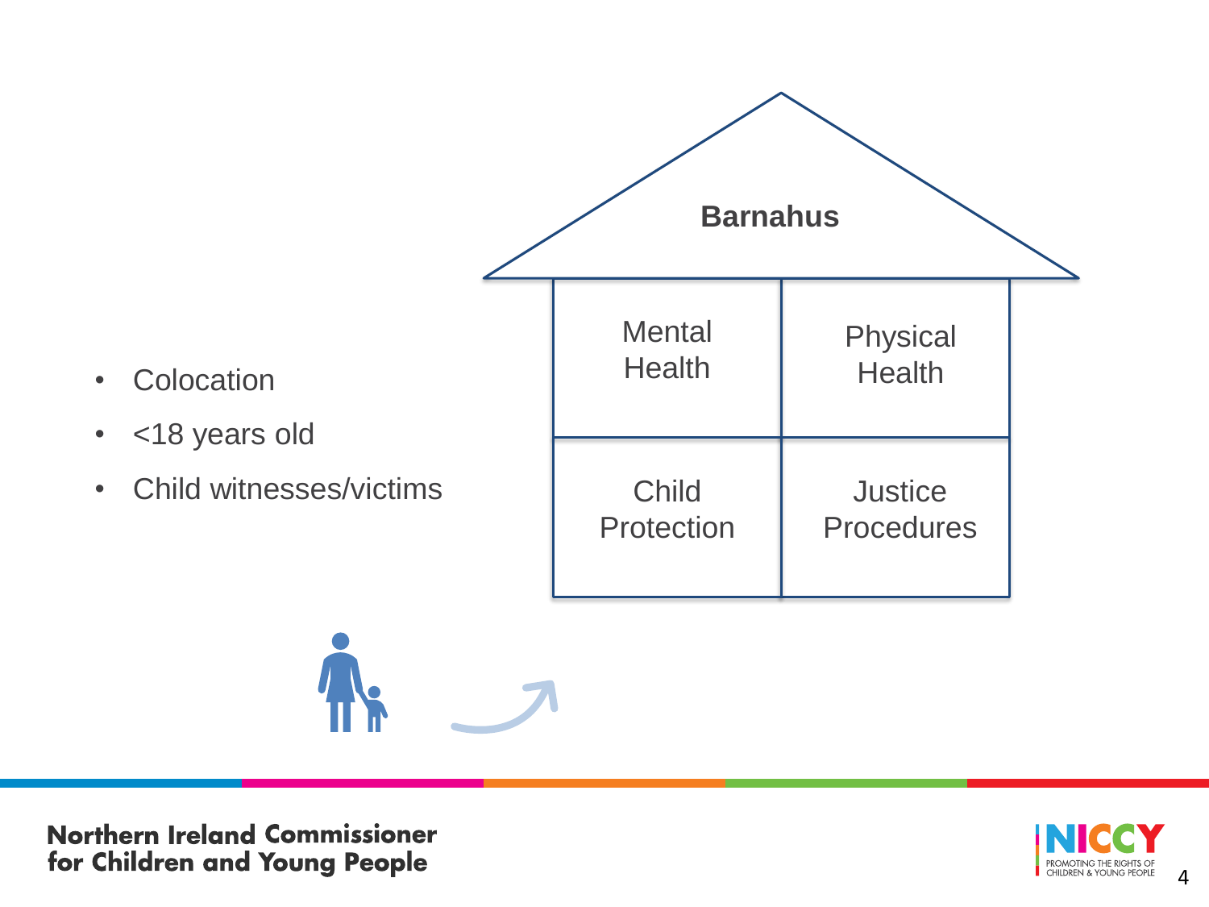- Colocation
- <18 years old
- Child witnesses/victims

**Barnahus**

| Mental Health | Physical Health |
| --- | --- |
| Child Protection | Justice Procedures |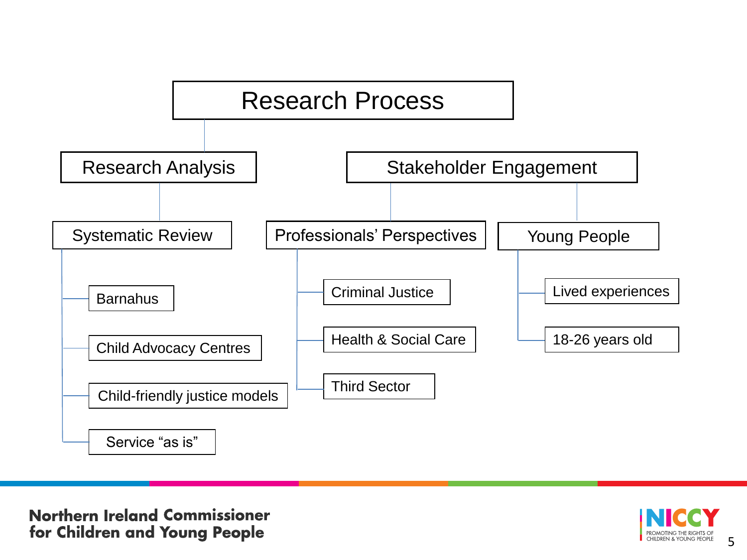# Research Process

- **Research Analysis**
  - Systematic Review
    - Barnahus
    - Child Advocacy Centres
    - Child-friendly justice models
    - Service "as is"
- **Stakeholder Engagement**
  - Professionals' Perspectives
    - Criminal Justice
    - Health & Social Care
    - Third Sector
  - Young People
    - Lived experiences
    - 18-26 years old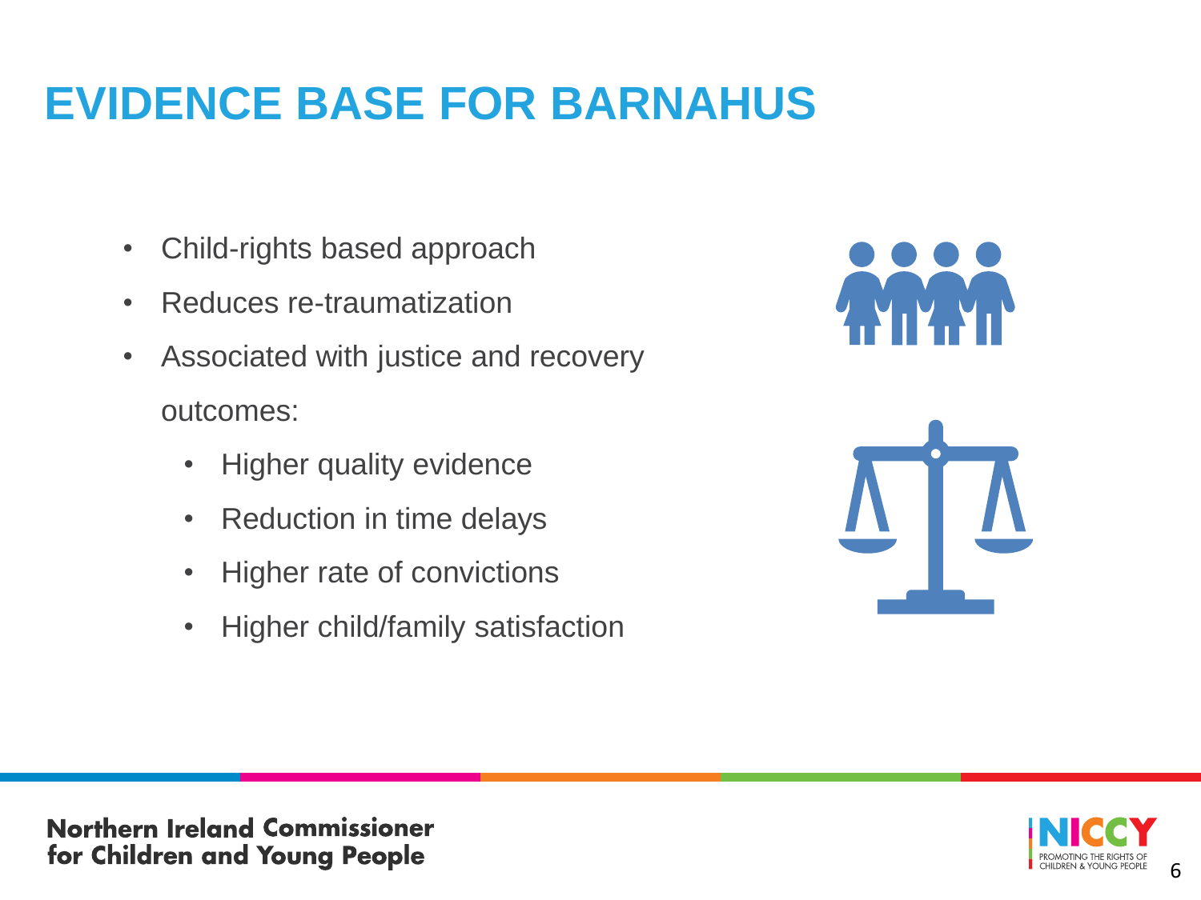# EVIDENCE BASE FOR BARNAHUS

- Child-rights based approach
- Reduces re-traumatization
- Associated with justice and recovery outcomes:
  - Higher quality evidence
  - Reduction in time delays
  - Higher rate of convictions
  - Higher child/family satisfaction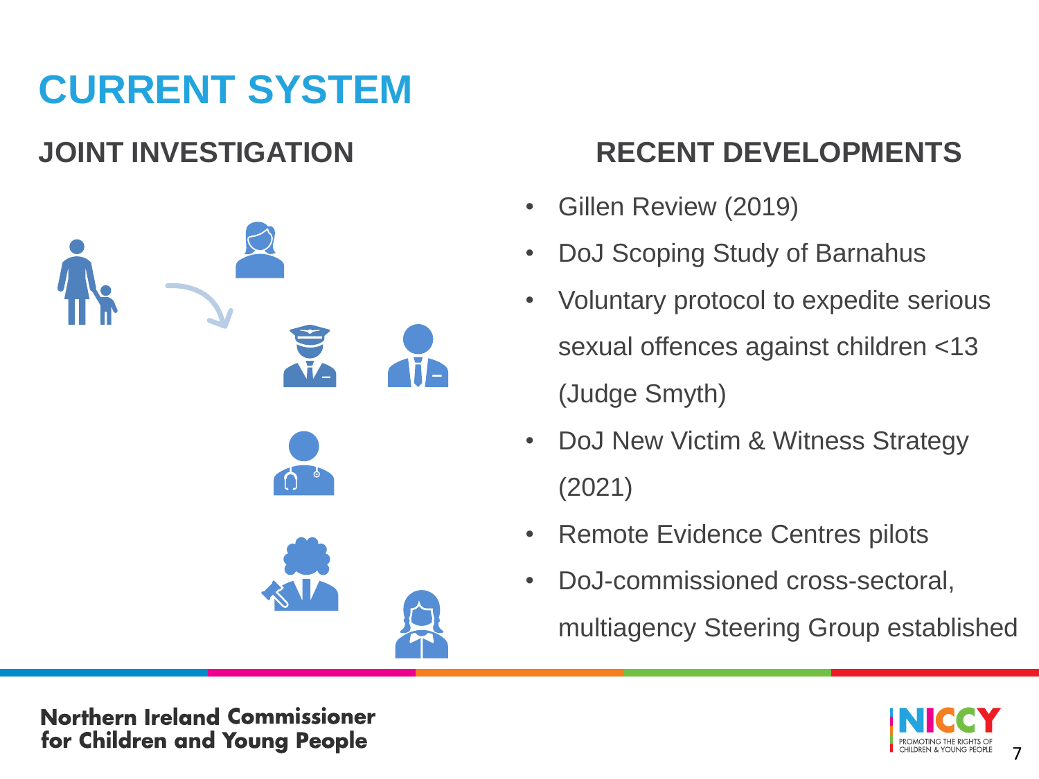# CURRENT SYSTEM

## JOINT INVESTIGATION

## RECENT DEVELOPMENTS

- Gillen Review (2019)
- DoJ Scoping Study of Barnahus
- Voluntary protocol to expedite serious sexual offences against children <13 (Judge Smyth)
- DoJ New Victim & Witness Strategy (2021)
- Remote Evidence Centres pilots
- DoJ-commissioned cross-sectoral, multiagency Steering Group established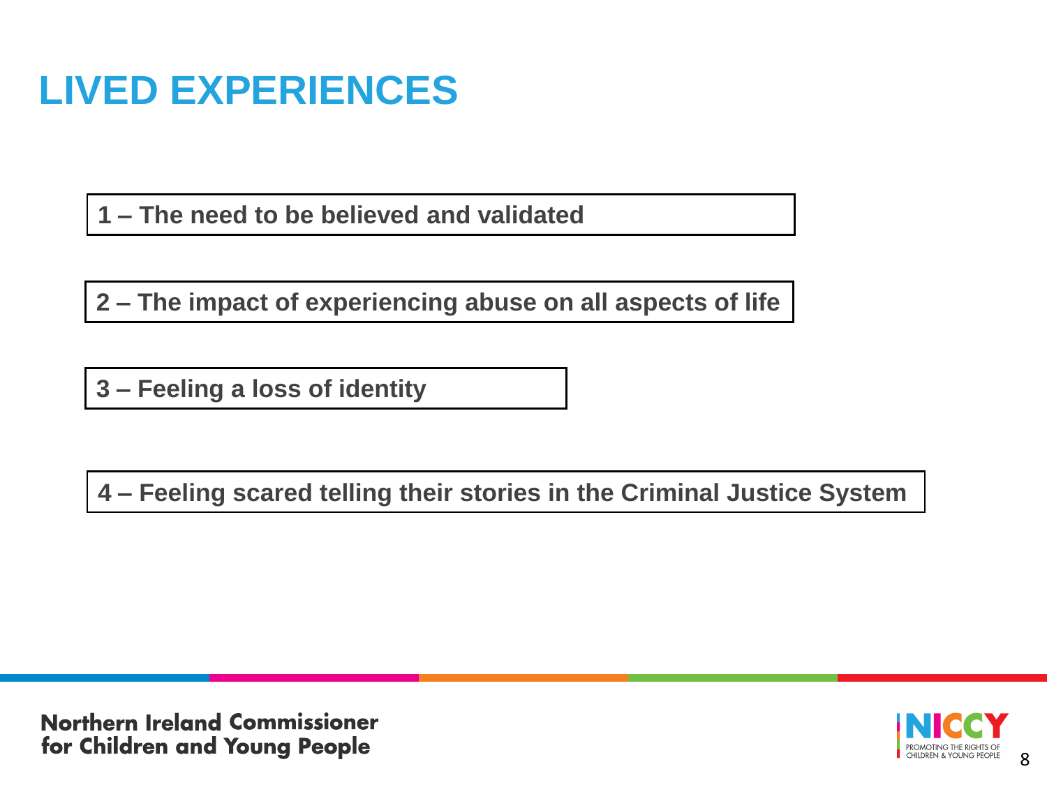# LIVED EXPERIENCES

1 – The need to be believed and validated

2 – The impact of experiencing abuse on all aspects of life

3 – Feeling a loss of identity

4 – Feeling scared telling their stories in the Criminal Justice System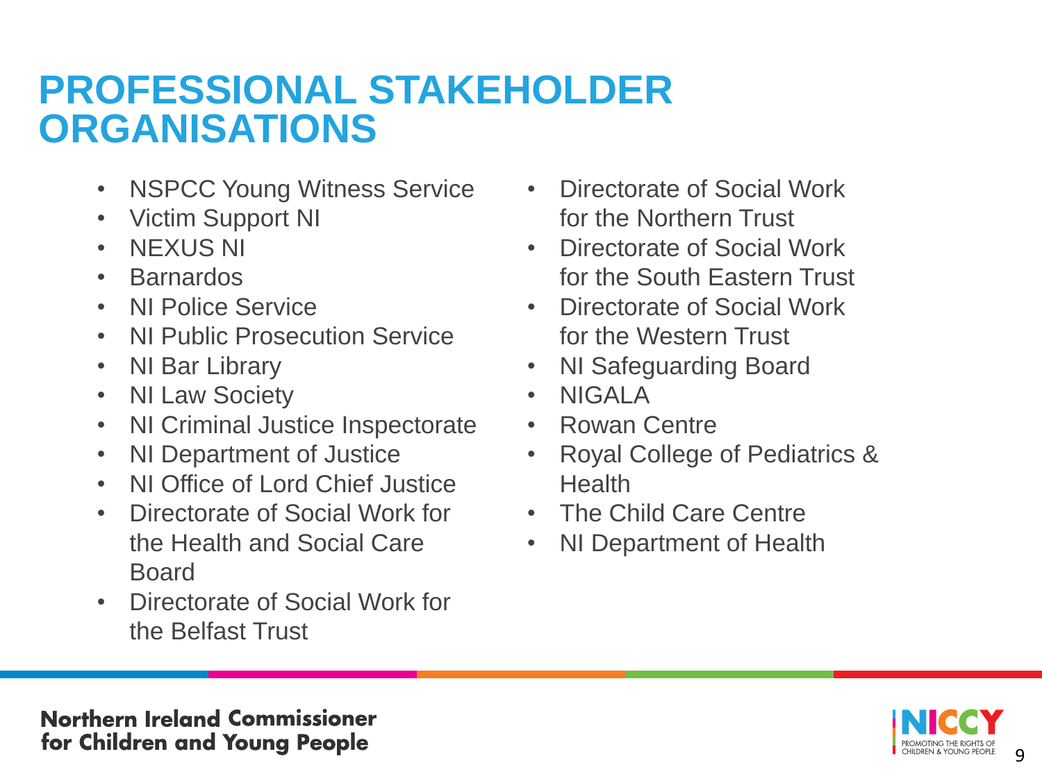# PROFESSIONAL STAKEHOLDER ORGANISATIONS

- NSPCC Young Witness Service
- Victim Support NI
- NEXUS NI
- Barnardos
- NI Police Service
- NI Public Prosecution Service
- NI Bar Library
- NI Law Society
- NI Criminal Justice Inspectorate
- NI Department of Justice
- NI Office of Lord Chief Justice
- Directorate of Social Work for the Health and Social Care Board
- Directorate of Social Work for the Belfast Trust
- Directorate of Social Work for the Northern Trust
- Directorate of Social Work for the South Eastern Trust
- Directorate of Social Work for the Western Trust
- NI Safeguarding Board
- NIGALA
- Rowan Centre
- Royal College of Pediatrics & Health
- The Child Care Centre
- NI Department of Health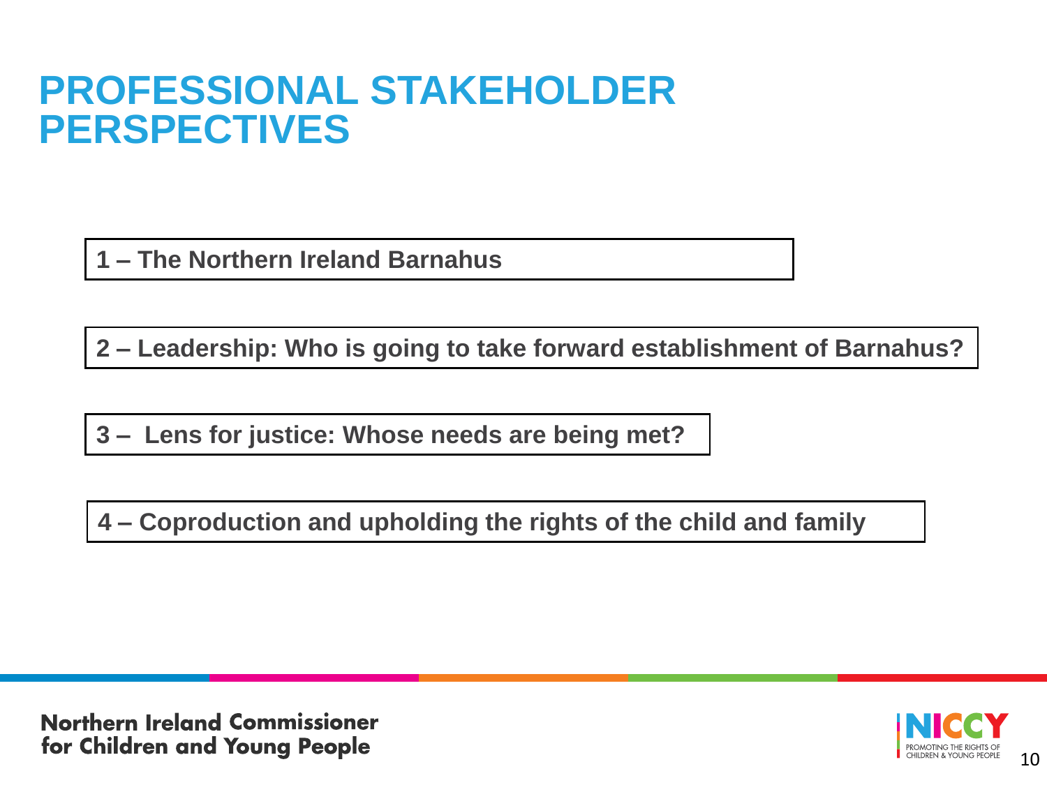# PROFESSIONAL STAKEHOLDER PERSPECTIVES

**1 – The Northern Ireland Barnahus**

**2 – Leadership: Who is going to take forward establishment of Barnahus?**

**3 – Lens for justice: Whose needs are being met?**

**4 – Coproduction and upholding the rights of the child and family**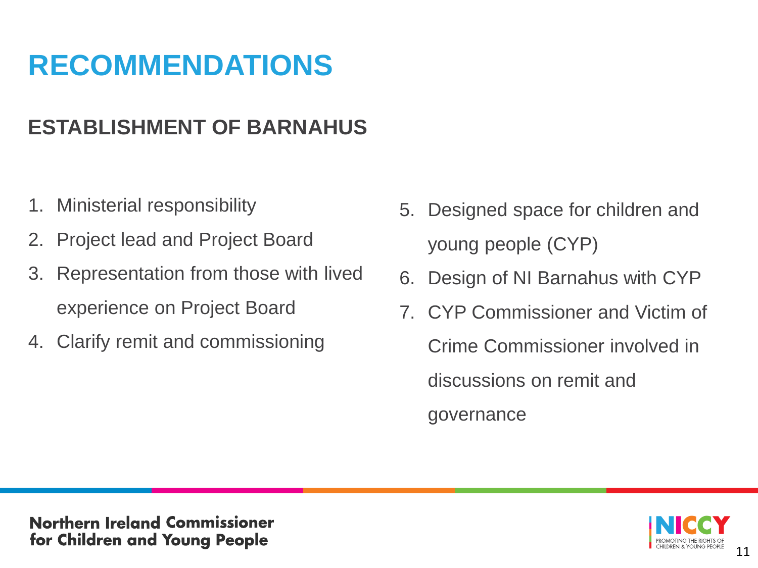# RECOMMENDATIONS

## ESTABLISHMENT OF BARNAHUS

1. Ministerial responsibility
2. Project lead and Project Board
3. Representation from those with lived experience on Project Board
4. Clarify remit and commissioning
5. Designed space for children and young people (CYP)
6. Design of NI Barnahus with CYP
7. CYP Commissioner and Victim of Crime Commissioner involved in discussions on remit and governance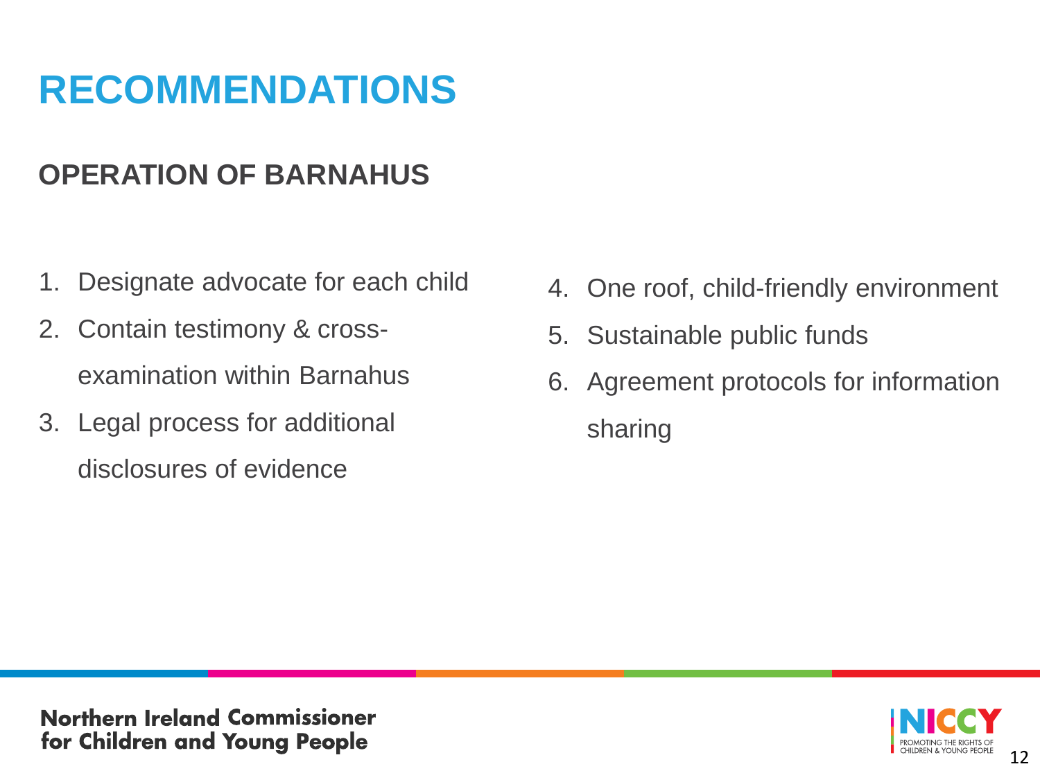# RECOMMENDATIONS

## OPERATION OF BARNAHUS

1. Designate advocate for each child
2. Contain testimony & cross-examination within Barnahus
3. Legal process for additional disclosures of evidence
4. One roof, child-friendly environment
5. Sustainable public funds
6. Agreement protocols for information sharing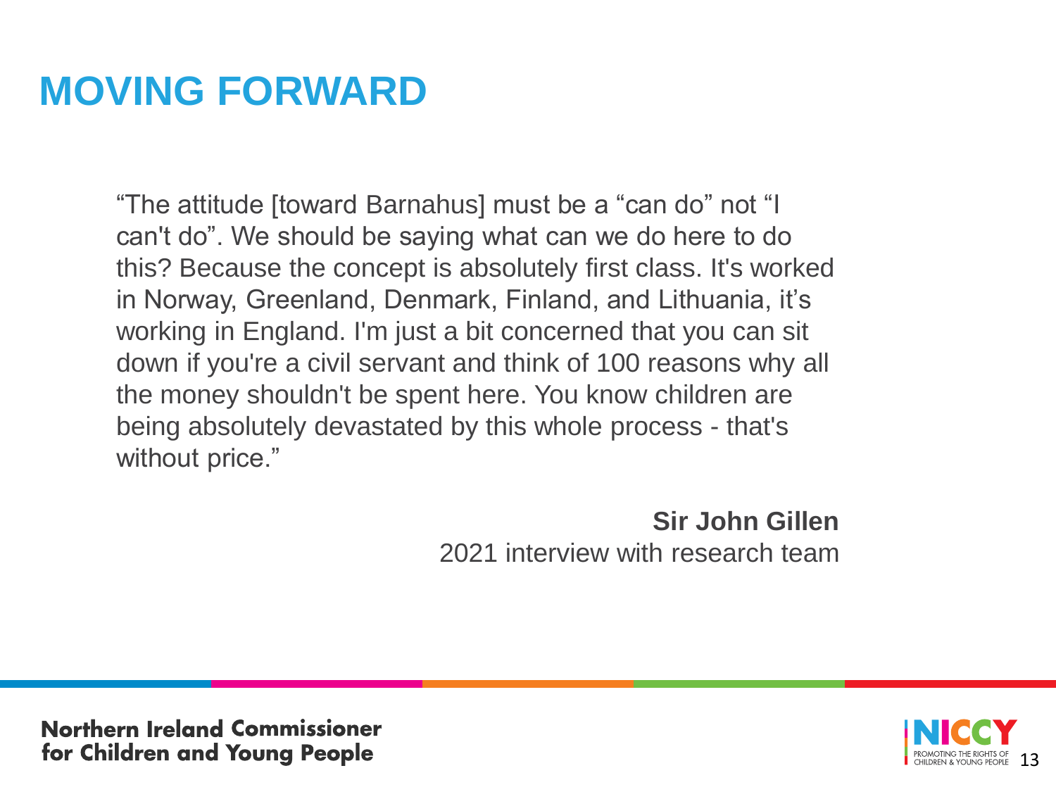# MOVING FORWARD

"The attitude [toward Barnahus] must be a "can do" not "I can't do". We should be saying what can we do here to do this? Because the concept is absolutely first class. It's worked in Norway, Greenland, Denmark, Finland, and Lithuania, it's working in England. I'm just a bit concerned that you can sit down if you're a civil servant and think of 100 reasons why all the money shouldn't be spent here. You know children are being absolutely devastated by this whole process - that's without price."

**Sir John Gillen**
2021 interview with research team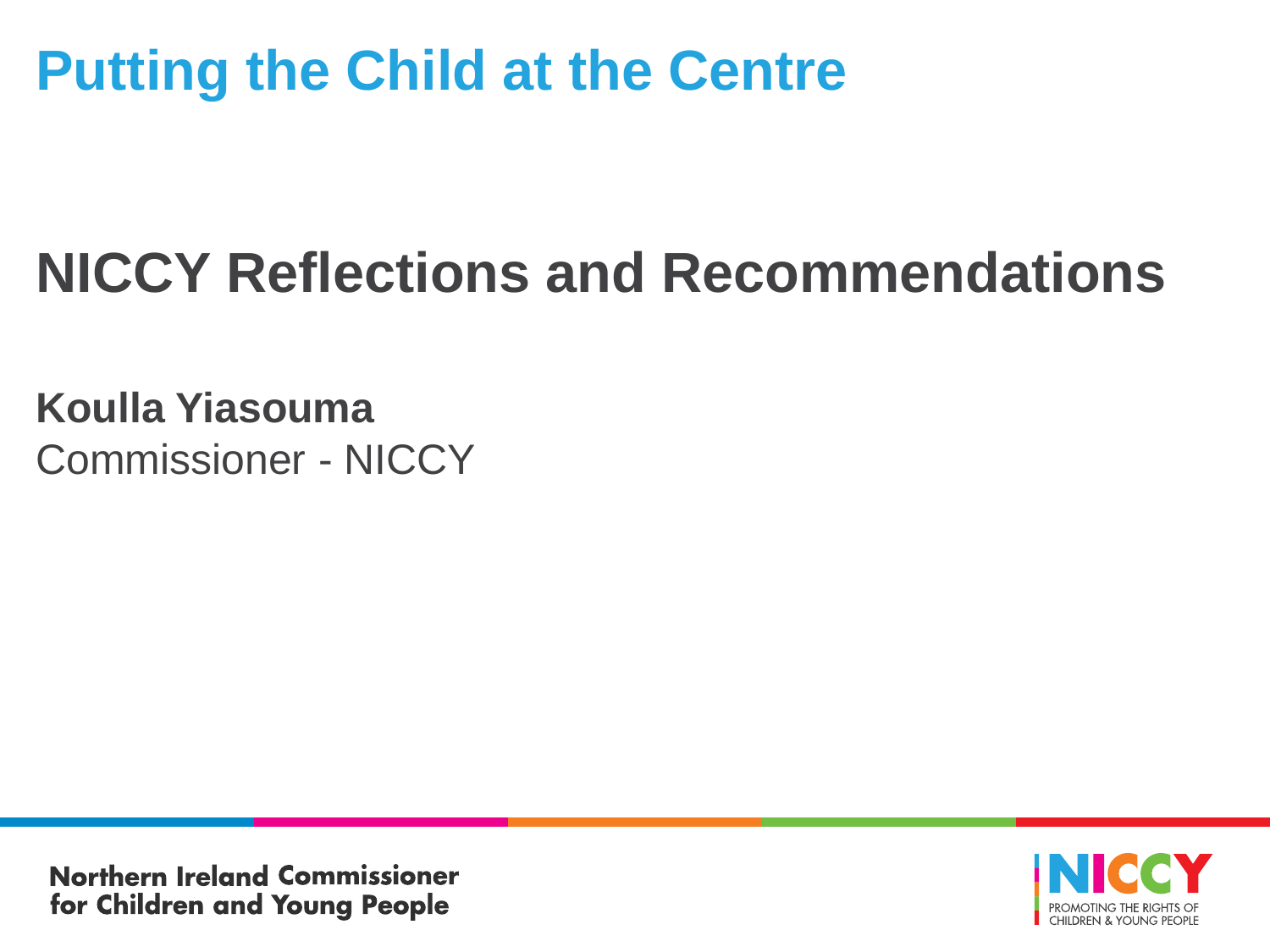# Putting the Child at the Centre

## NICCY Reflections and Recommendations

**Koulla Yiasouma**
Commissioner - NICCY

Northern Ireland Commissioner for Children and Young People

NICCY
PROMOTING THE RIGHTS OF CHILDREN & YOUNG PEOPLE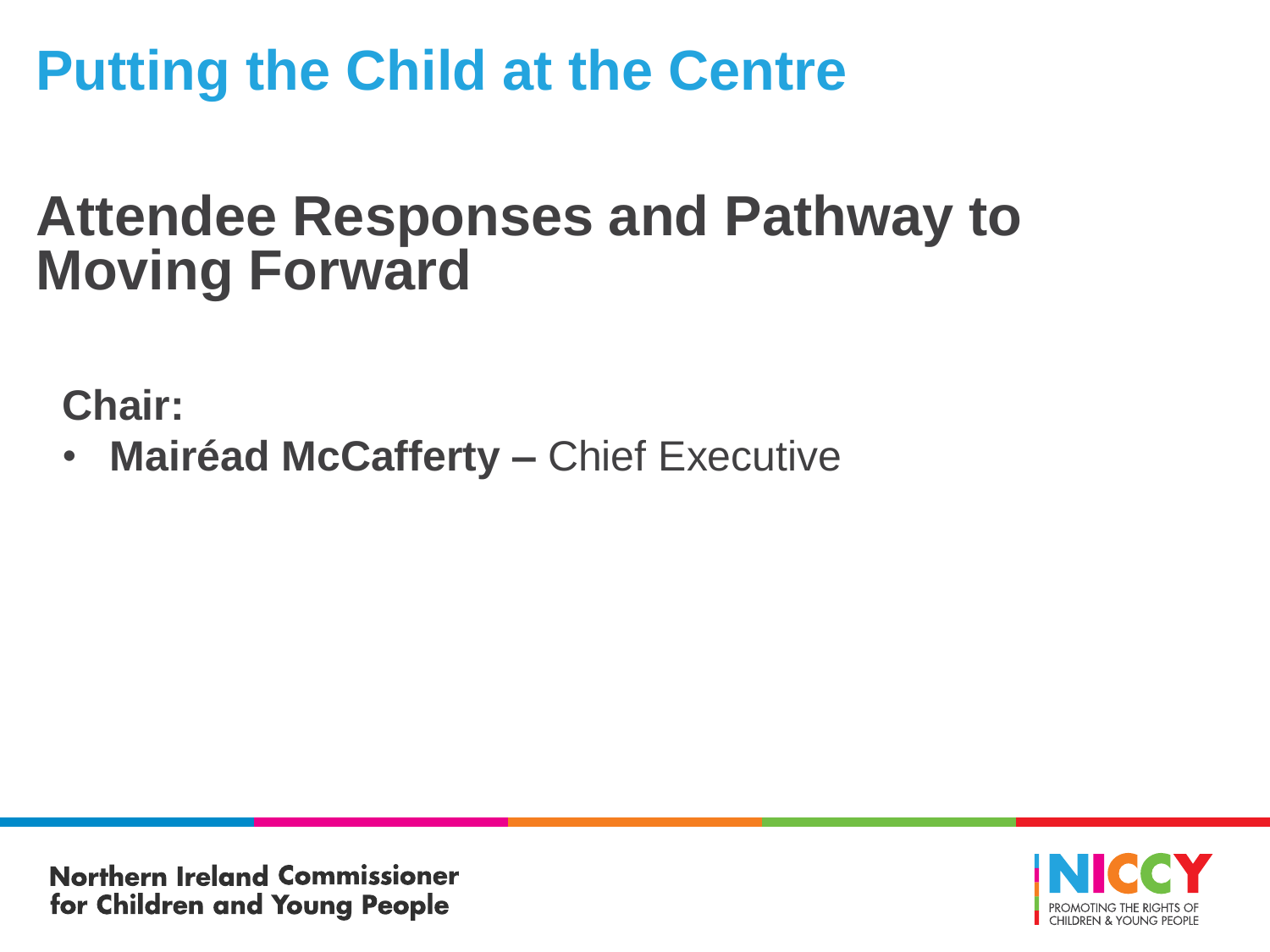# Putting the Child at the Centre

## Attendee Responses and Pathway to Moving Forward

**Chair:**

- **Mairéad McCafferty –** Chief Executive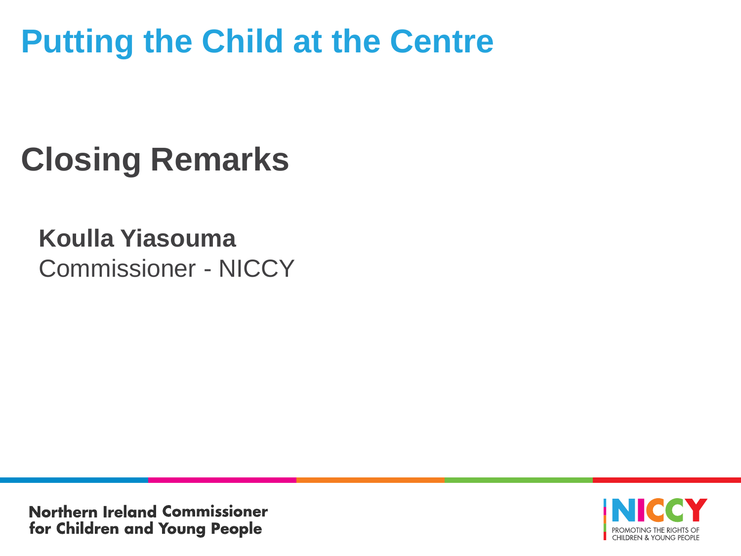# Putting the Child at the Centre

## Closing Remarks

**Koulla Yiasouma**
Commissioner - NICCY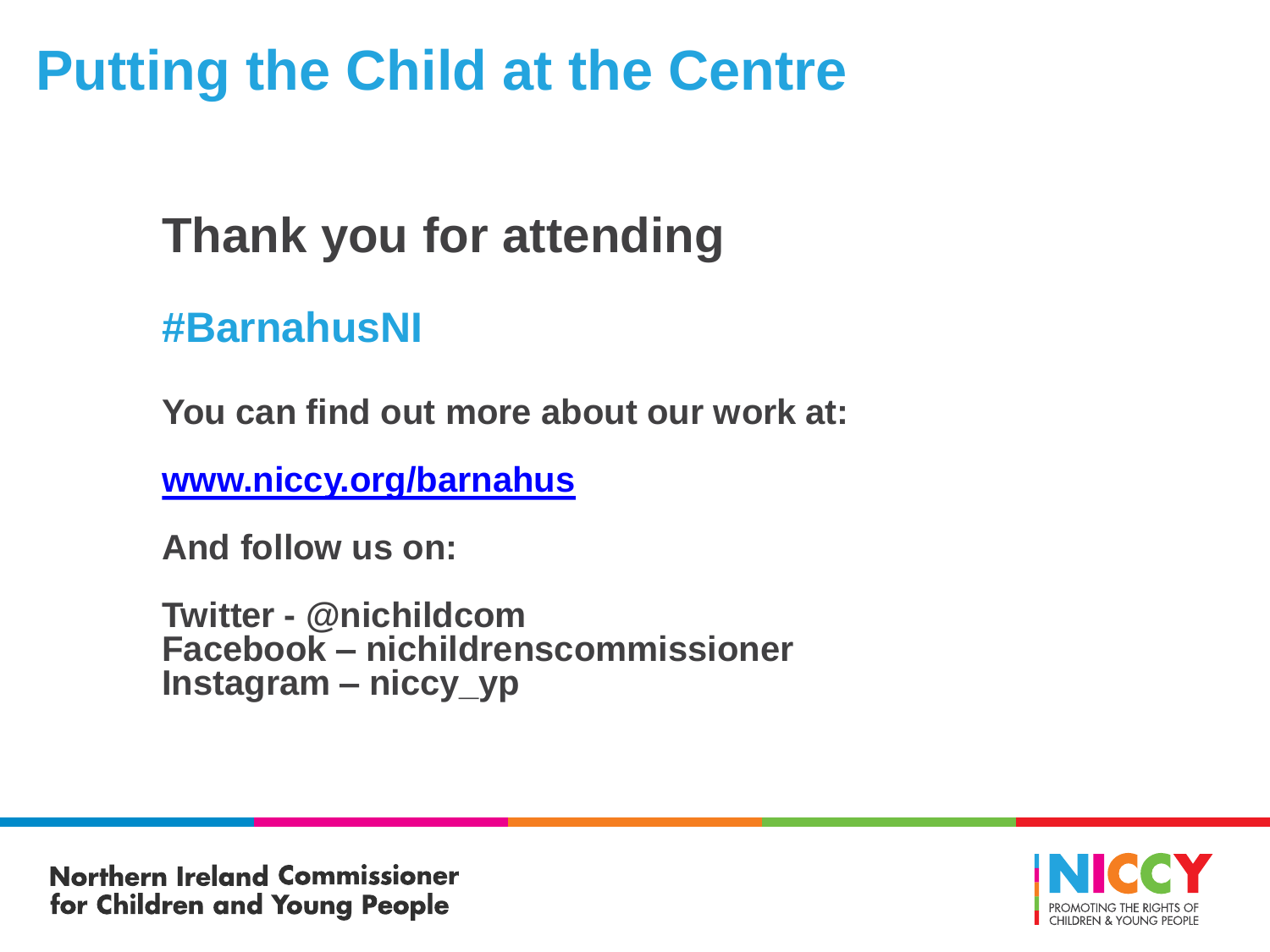# Putting the Child at the Centre

## Thank you for attending

**#BarnahusNI**

**You can find out more about our work at:**

**[www.niccy.org/barnahus](http://www.niccy.org/barnahus)**

**And follow us on:**

**Twitter - @nichildcom**
**Facebook – nichildrenscommissioner**
**Instagram – niccy_yp**

**Northern Ireland Commissioner for Children and Young People**

NICCY
PROMOTING THE RIGHTS OF CHILDREN & YOUNG PEOPLE